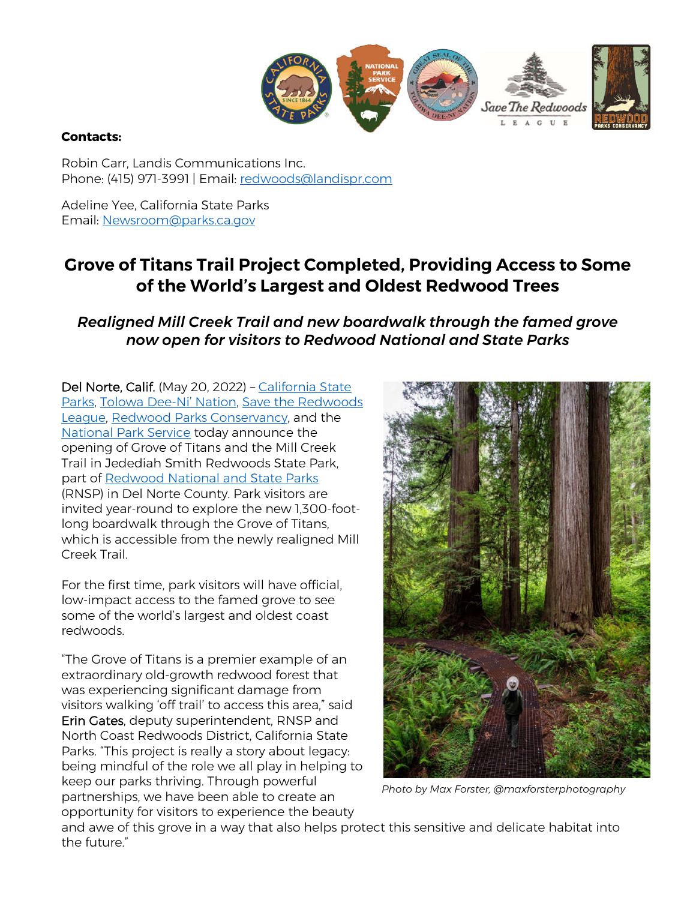**Contacts:**

Robin Carr, Landis Communications Inc.
Phone: (415) 971-3991 | Email: redwoods@landispr.com

Adeline Yee, California State Parks
Email: Newsroom@parks.ca.gov

# Grove of Titans Trail Project Completed, Providing Access to Some of the World's Largest and Oldest Redwood Trees

## *Realigned Mill Creek Trail and new boardwalk through the famed grove now open for visitors to Redwood National and State Parks*

Del Norte, Calif. (May 20, 2022) – California State Parks, Tolowa Dee-Ni' Nation, Save the Redwoods League, Redwood Parks Conservancy, and the National Park Service today announce the opening of Grove of Titans and the Mill Creek Trail in Jedediah Smith Redwoods State Park, part of Redwood National and State Parks (RNSP) in Del Norte County. Park visitors are invited year-round to explore the new 1,300-foot-long boardwalk through the Grove of Titans, which is accessible from the newly realigned Mill Creek Trail.

For the first time, park visitors will have official, low-impact access to the famed grove to see some of the world's largest and oldest coast redwoods.

"The Grove of Titans is a premier example of an extraordinary old-growth redwood forest that was experiencing significant damage from visitors walking 'off trail' to access this area," said Erin Gates, deputy superintendent, RNSP and North Coast Redwoods District, California State Parks. "This project is really a story about legacy: being mindful of the role we all play in helping to keep our parks thriving. Through powerful partnerships, we have been able to create an opportunity for visitors to experience the beauty and awe of this grove in a way that also helps protect this sensitive and delicate habitat into the future."

*Photo by Max Forster, @maxforsterphotography*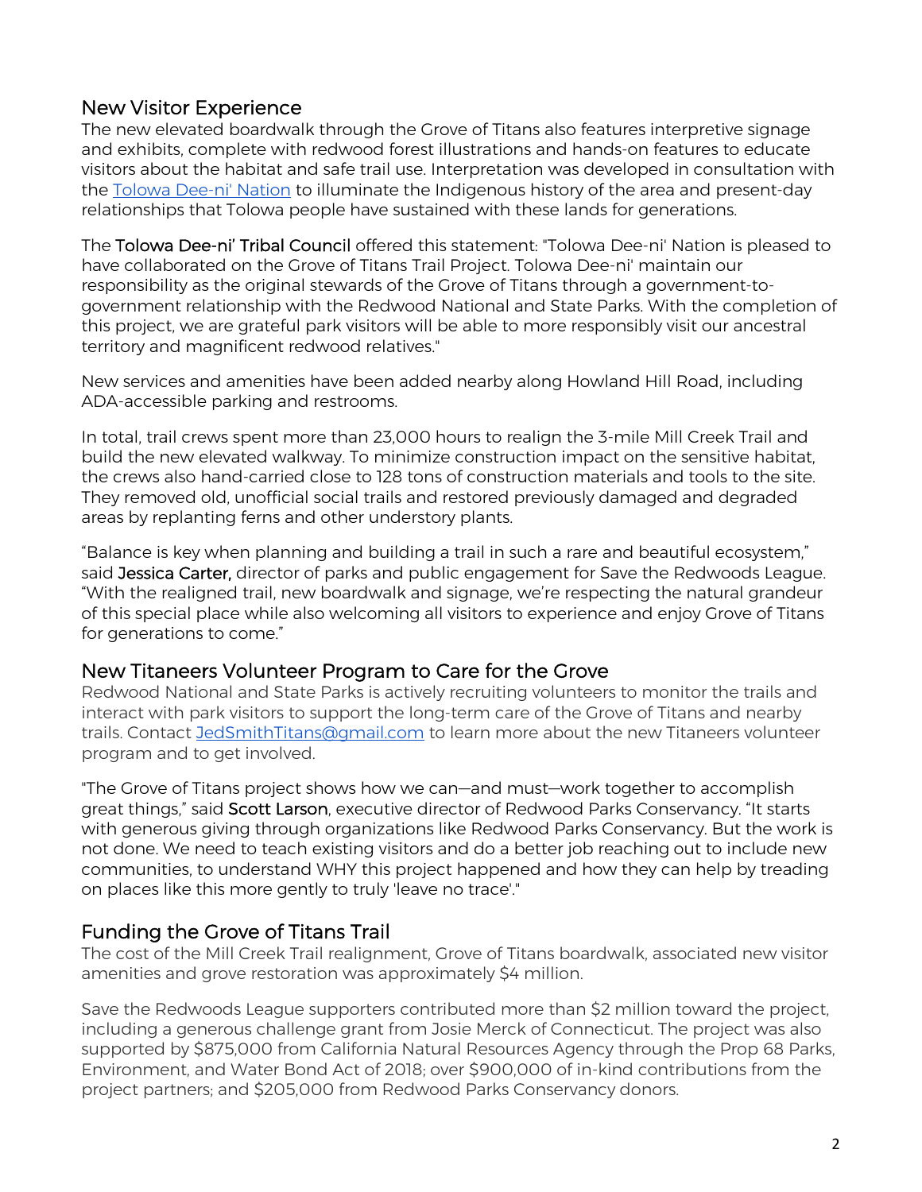## New Visitor Experience

The new elevated boardwalk through the Grove of Titans also features interpretive signage and exhibits, complete with redwood forest illustrations and hands-on features to educate visitors about the habitat and safe trail use. Interpretation was developed in consultation with the [Tolowa Dee-ni' Nation](#) to illuminate the Indigenous history of the area and present-day relationships that Tolowa people have sustained with these lands for generations.

The **Tolowa Dee-ni' Tribal Council** offered this statement: "Tolowa Dee-ni' Nation is pleased to have collaborated on the Grove of Titans Trail Project. Tolowa Dee-ni' maintain our responsibility as the original stewards of the Grove of Titans through a government-to-government relationship with the Redwood National and State Parks. With the completion of this project, we are grateful park visitors will be able to more responsibly visit our ancestral territory and magnificent redwood relatives."

New services and amenities have been added nearby along Howland Hill Road, including ADA-accessible parking and restrooms.

In total, trail crews spent more than 23,000 hours to realign the 3-mile Mill Creek Trail and build the new elevated walkway. To minimize construction impact on the sensitive habitat, the crews also hand-carried close to 128 tons of construction materials and tools to the site. They removed old, unofficial social trails and restored previously damaged and degraded areas by replanting ferns and other understory plants.

"Balance is key when planning and building a trail in such a rare and beautiful ecosystem," said **Jessica Carter,** director of parks and public engagement for Save the Redwoods League. "With the realigned trail, new boardwalk and signage, we're respecting the natural grandeur of this special place while also welcoming all visitors to experience and enjoy Grove of Titans for generations to come."

## New Titaneers Volunteer Program to Care for the Grove

Redwood National and State Parks is actively recruiting volunteers to monitor the trails and interact with park visitors to support the long-term care of the Grove of Titans and nearby trails. Contact [JedSmithTitans@gmail.com](mailto:JedSmithTitans@gmail.com) to learn more about the new Titaneers volunteer program and to get involved.

"The Grove of Titans project shows how we can—and must—work together to accomplish great things," said **Scott Larson**, executive director of Redwood Parks Conservancy. "It starts with generous giving through organizations like Redwood Parks Conservancy. But the work is not done. We need to teach existing visitors and do a better job reaching out to include new communities, to understand WHY this project happened and how they can help by treading on places like this more gently to truly 'leave no trace'."

## Funding the Grove of Titans Trail

The cost of the Mill Creek Trail realignment, Grove of Titans boardwalk, associated new visitor amenities and grove restoration was approximately $4 million.

Save the Redwoods League supporters contributed more than $2 million toward the project, including a generous challenge grant from Josie Merck of Connecticut. The project was also supported by $875,000 from California Natural Resources Agency through the Prop 68 Parks, Environment, and Water Bond Act of 2018; over $900,000 of in-kind contributions from the project partners; and $205,000 from Redwood Parks Conservancy donors.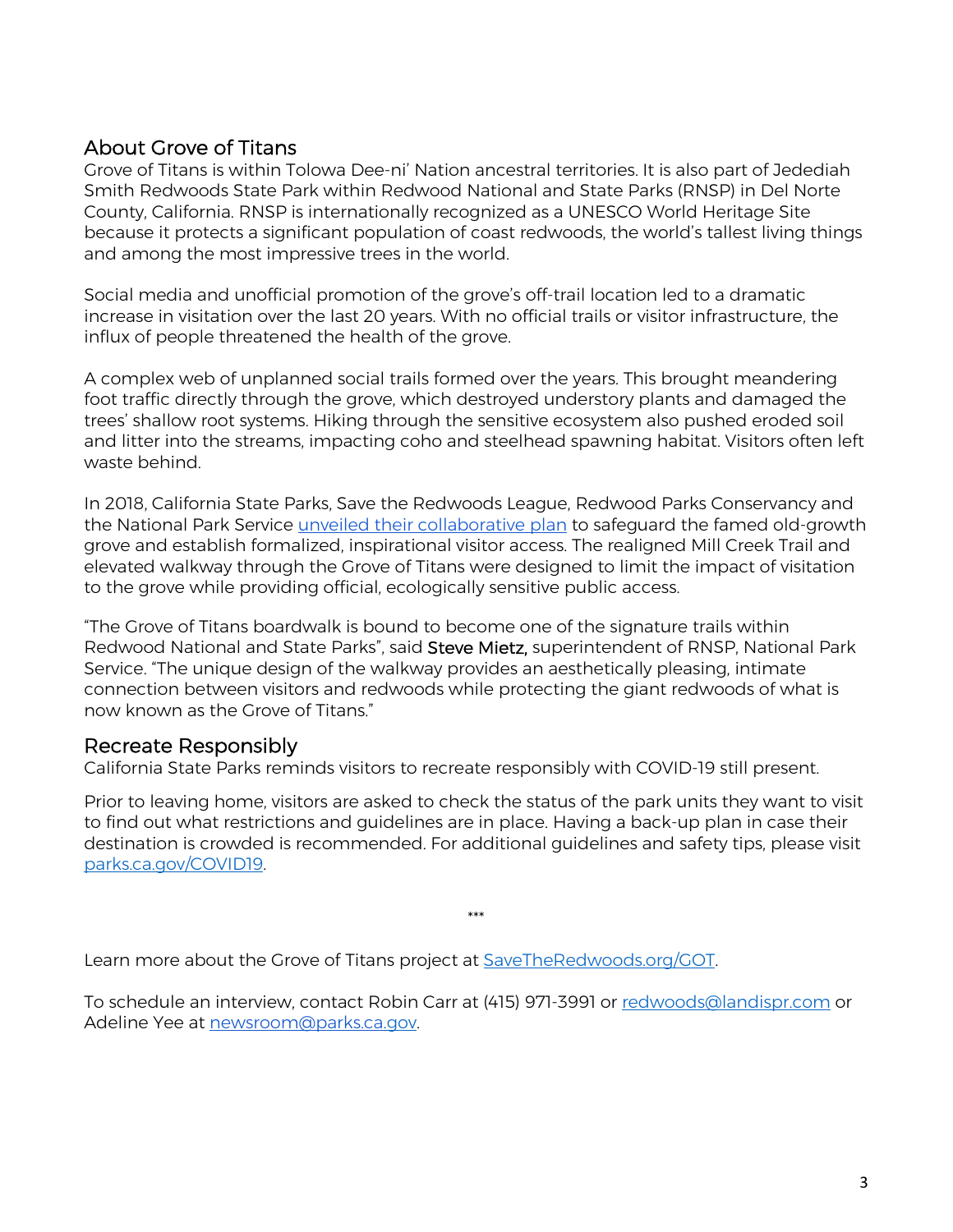## About Grove of Titans

Grove of Titans is within Tolowa Dee-ni' Nation ancestral territories. It is also part of Jedediah Smith Redwoods State Park within Redwood National and State Parks (RNSP) in Del Norte County, California. RNSP is internationally recognized as a UNESCO World Heritage Site because it protects a significant population of coast redwoods, the world's tallest living things and among the most impressive trees in the world.

Social media and unofficial promotion of the grove's off-trail location led to a dramatic increase in visitation over the last 20 years. With no official trails or visitor infrastructure, the influx of people threatened the health of the grove.

A complex web of unplanned social trails formed over the years. This brought meandering foot traffic directly through the grove, which destroyed understory plants and damaged the trees' shallow root systems. Hiking through the sensitive ecosystem also pushed eroded soil and litter into the streams, impacting coho and steelhead spawning habitat. Visitors often left waste behind.

In 2018, California State Parks, Save the Redwoods League, Redwood Parks Conservancy and the National Park Service [unveiled their collaborative plan](#) to safeguard the famed old-growth grove and establish formalized, inspirational visitor access. The realigned Mill Creek Trail and elevated walkway through the Grove of Titans were designed to limit the impact of visitation to the grove while providing official, ecologically sensitive public access.

"The Grove of Titans boardwalk is bound to become one of the signature trails within Redwood National and State Parks", said Steve Mietz, superintendent of RNSP, National Park Service. "The unique design of the walkway provides an aesthetically pleasing, intimate connection between visitors and redwoods while protecting the giant redwoods of what is now known as the Grove of Titans."

## Recreate Responsibly

California State Parks reminds visitors to recreate responsibly with COVID-19 still present.

Prior to leaving home, visitors are asked to check the status of the park units they want to visit to find out what restrictions and guidelines are in place. Having a back-up plan in case their destination is crowded is recommended. For additional guidelines and safety tips, please visit [parks.ca.gov/COVID19](#).

***

Learn more about the Grove of Titans project at [SaveTheRedwoods.org/GOT](#).

To schedule an interview, contact Robin Carr at (415) 971-3991 or [redwoods@landispr.com](#) or Adeline Yee at [newsroom@parks.ca.gov](#).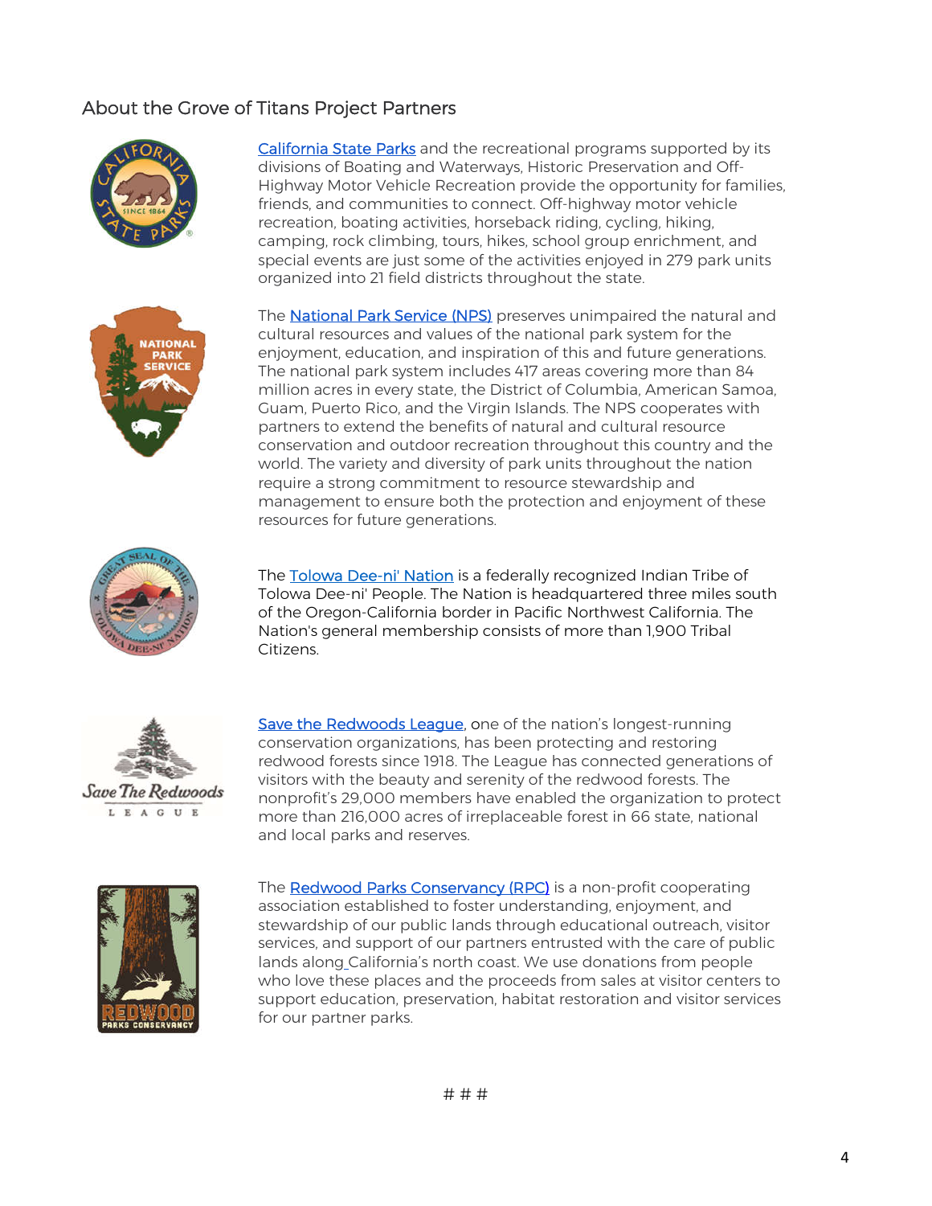## About the Grove of Titans Project Partners

California State Parks and the recreational programs supported by its divisions of Boating and Waterways, Historic Preservation and Off-Highway Motor Vehicle Recreation provide the opportunity for families, friends, and communities to connect. Off-highway motor vehicle recreation, boating activities, horseback riding, cycling, hiking, camping, rock climbing, tours, hikes, school group enrichment, and special events are just some of the activities enjoyed in 279 park units organized into 21 field districts throughout the state.

The National Park Service (NPS) preserves unimpaired the natural and cultural resources and values of the national park system for the enjoyment, education, and inspiration of this and future generations. The national park system includes 417 areas covering more than 84 million acres in every state, the District of Columbia, American Samoa, Guam, Puerto Rico, and the Virgin Islands. The NPS cooperates with partners to extend the benefits of natural and cultural resource conservation and outdoor recreation throughout this country and the world. The variety and diversity of park units throughout the nation require a strong commitment to resource stewardship and management to ensure both the protection and enjoyment of these resources for future generations.

The Tolowa Dee-ni' Nation is a federally recognized Indian Tribe of Tolowa Dee-ni' People. The Nation is headquartered three miles south of the Oregon-California border in Pacific Northwest California. The Nation's general membership consists of more than 1,900 Tribal Citizens.

Save the Redwoods League, one of the nation's longest-running conservation organizations, has been protecting and restoring redwood forests since 1918. The League has connected generations of visitors with the beauty and serenity of the redwood forests. The nonprofit's 29,000 members have enabled the organization to protect more than 216,000 acres of irreplaceable forest in 66 state, national and local parks and reserves.

The Redwood Parks Conservancy (RPC) is a non-profit cooperating association established to foster understanding, enjoyment, and stewardship of our public lands through educational outreach, visitor services, and support of our partners entrusted with the care of public lands along California's north coast. We use donations from people who love these places and the proceeds from sales at visitor centers to support education, preservation, habitat restoration and visitor services for our partner parks.

# # #